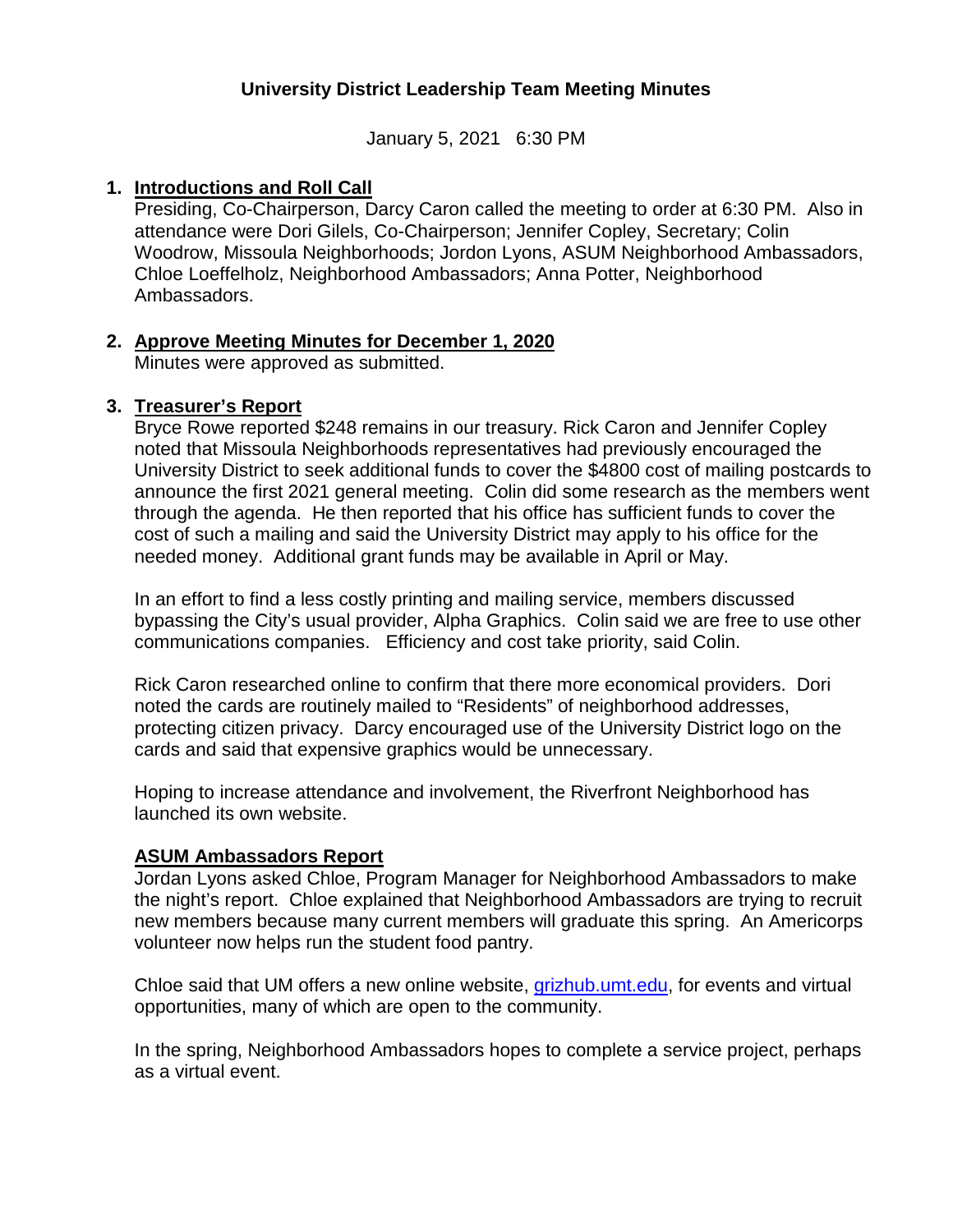# University District Leadership Team Meeting Minutes

January 5, 2021 6:30 PM

1. **Introductions and Roll Call**

   Presiding, Co-Chairperson, Darcy Caron called the meeting to order at 6:30 PM. Also in attendance were Dori Gilels, Co-Chairperson; Jennifer Copley, Secretary; Colin Woodrow, Missoula Neighborhoods; Jordon Lyons, ASUM Neighborhood Ambassadors, Chloe Loeffelholz, Neighborhood Ambassadors; Anna Potter, Neighborhood Ambassadors.

2. **Approve Meeting Minutes for December 1, 2020**

   Minutes were approved as submitted.

3. **Treasurer's Report**

   Bryce Rowe reported $248 remains in our treasury. Rick Caron and Jennifer Copley noted that Missoula Neighborhoods representatives had previously encouraged the University District to seek additional funds to cover the $4800 cost of mailing postcards to announce the first 2021 general meeting. Colin did some research as the members went through the agenda. He then reported that his office has sufficient funds to cover the cost of such a mailing and said the University District may apply to his office for the needed money. Additional grant funds may be available in April or May.

   In an effort to find a less costly printing and mailing service, members discussed bypassing the City's usual provider, Alpha Graphics. Colin said we are free to use other communications companies. Efficiency and cost take priority, said Colin.

   Rick Caron researched online to confirm that there more economical providers. Dori noted the cards are routinely mailed to "Residents" of neighborhood addresses, protecting citizen privacy. Darcy encouraged use of the University District logo on the cards and said that expensive graphics would be unnecessary.

   Hoping to increase attendance and involvement, the Riverfront Neighborhood has launched its own website.

   **ASUM Ambassadors Report**

   Jordan Lyons asked Chloe, Program Manager for Neighborhood Ambassadors to make the night's report. Chloe explained that Neighborhood Ambassadors are trying to recruit new members because many current members will graduate this spring. An Americorps volunteer now helps run the student food pantry.

   Chloe said that UM offers a new online website, [grizhub.umt.edu](grizhub.umt.edu), for events and virtual opportunities, many of which are open to the community.

   In the spring, Neighborhood Ambassadors hopes to complete a service project, perhaps as a virtual event.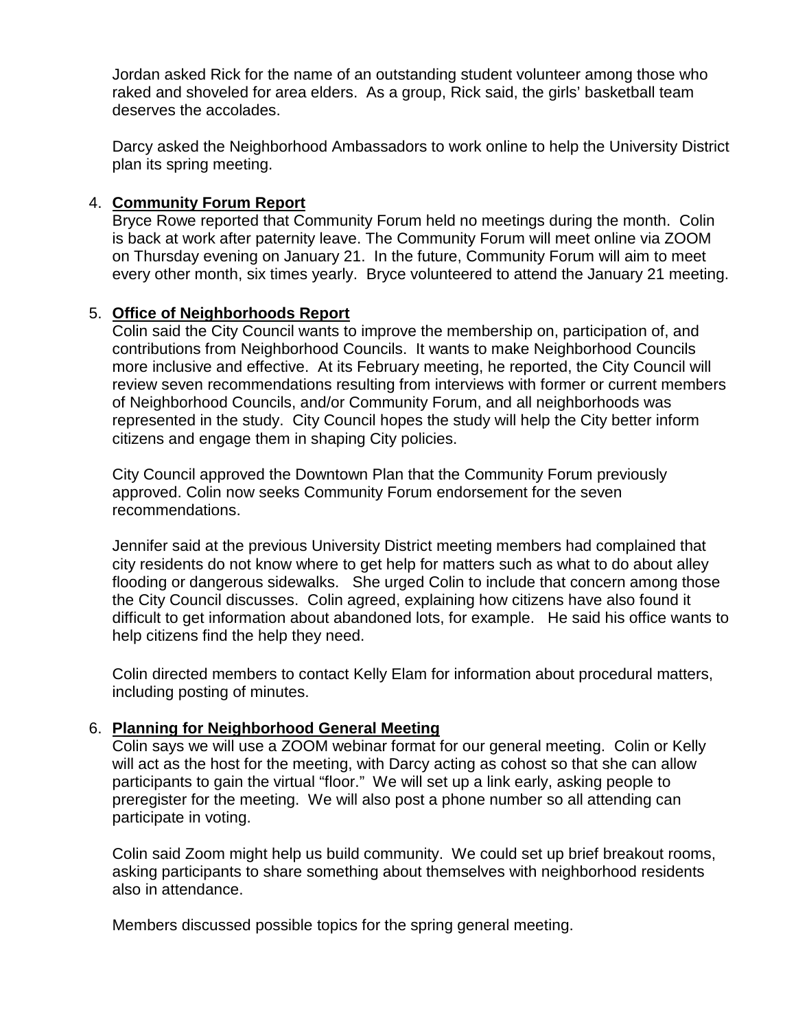Jordan asked Rick for the name of an outstanding student volunteer among those who raked and shoveled for area elders. As a group, Rick said, the girls' basketball team deserves the accolades.

Darcy asked the Neighborhood Ambassadors to work online to help the University District plan its spring meeting.

4. **Community Forum Report**

   Bryce Rowe reported that Community Forum held no meetings during the month. Colin is back at work after paternity leave. The Community Forum will meet online via ZOOM on Thursday evening on January 21. In the future, Community Forum will aim to meet every other month, six times yearly. Bryce volunteered to attend the January 21 meeting.

5. **Office of Neighborhoods Report**

   Colin said the City Council wants to improve the membership on, participation of, and contributions from Neighborhood Councils. It wants to make Neighborhood Councils more inclusive and effective. At its February meeting, he reported, the City Council will review seven recommendations resulting from interviews with former or current members of Neighborhood Councils, and/or Community Forum, and all neighborhoods was represented in the study. City Council hopes the study will help the City better inform citizens and engage them in shaping City policies.

   City Council approved the Downtown Plan that the Community Forum previously approved. Colin now seeks Community Forum endorsement for the seven recommendations.

   Jennifer said at the previous University District meeting members had complained that city residents do not know where to get help for matters such as what to do about alley flooding or dangerous sidewalks. She urged Colin to include that concern among those the City Council discusses. Colin agreed, explaining how citizens have also found it difficult to get information about abandoned lots, for example. He said his office wants to help citizens find the help they need.

   Colin directed members to contact Kelly Elam for information about procedural matters, including posting of minutes.

6. **Planning for Neighborhood General Meeting**

   Colin says we will use a ZOOM webinar format for our general meeting. Colin or Kelly will act as the host for the meeting, with Darcy acting as cohost so that she can allow participants to gain the virtual "floor." We will set up a link early, asking people to preregister for the meeting. We will also post a phone number so all attending can participate in voting.

   Colin said Zoom might help us build community. We could set up brief breakout rooms, asking participants to share something about themselves with neighborhood residents also in attendance.

   Members discussed possible topics for the spring general meeting.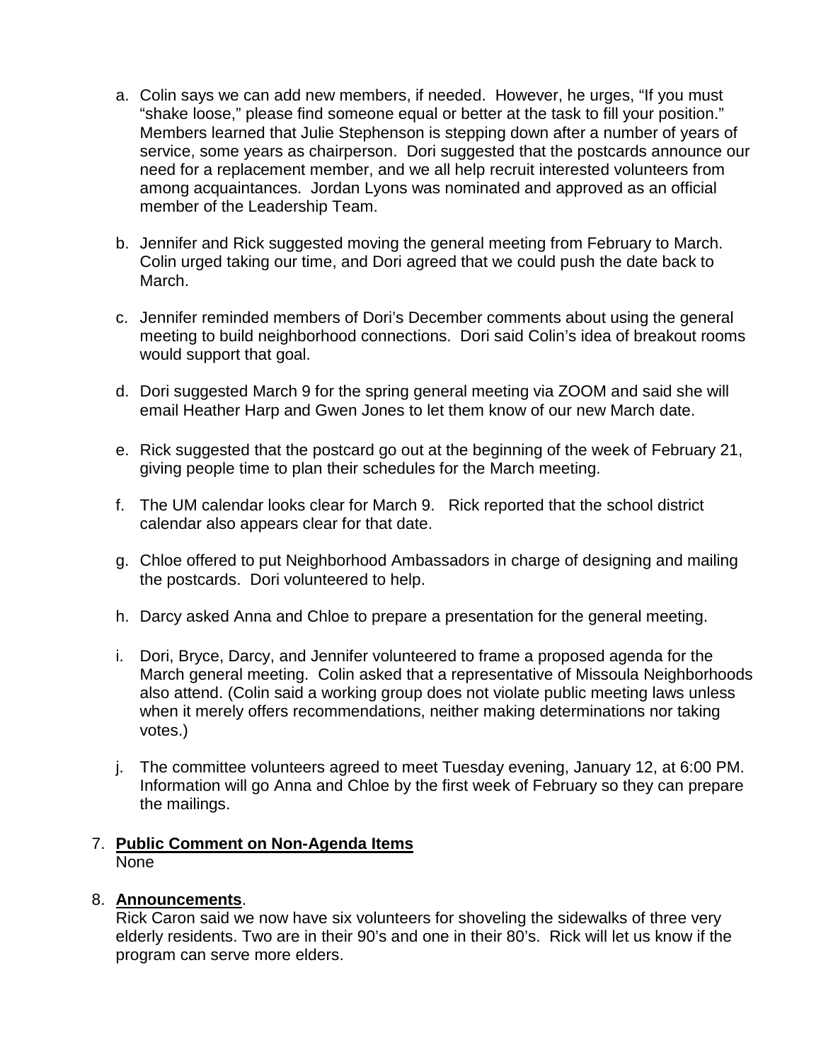a. Colin says we can add new members, if needed. However, he urges, "If you must "shake loose," please find someone equal or better at the task to fill your position." Members learned that Julie Stephenson is stepping down after a number of years of service, some years as chairperson. Dori suggested that the postcards announce our need for a replacement member, and we all help recruit interested volunteers from among acquaintances. Jordan Lyons was nominated and approved as an official member of the Leadership Team.

b. Jennifer and Rick suggested moving the general meeting from February to March. Colin urged taking our time, and Dori agreed that we could push the date back to March.

c. Jennifer reminded members of Dori's December comments about using the general meeting to build neighborhood connections. Dori said Colin's idea of breakout rooms would support that goal.

d. Dori suggested March 9 for the spring general meeting via ZOOM and said she will email Heather Harp and Gwen Jones to let them know of our new March date.

e. Rick suggested that the postcard go out at the beginning of the week of February 21, giving people time to plan their schedules for the March meeting.

f. The UM calendar looks clear for March 9. Rick reported that the school district calendar also appears clear for that date.

g. Chloe offered to put Neighborhood Ambassadors in charge of designing and mailing the postcards. Dori volunteered to help.

h. Darcy asked Anna and Chloe to prepare a presentation for the general meeting.

i. Dori, Bryce, Darcy, and Jennifer volunteered to frame a proposed agenda for the March general meeting. Colin asked that a representative of Missoula Neighborhoods also attend. (Colin said a working group does not violate public meeting laws unless when it merely offers recommendations, neither making determinations nor taking votes.)

j. The committee volunteers agreed to meet Tuesday evening, January 12, at 6:00 PM. Information will go Anna and Chloe by the first week of February so they can prepare the mailings.

7. **Public Comment on Non-Agenda Items**
   None

8. **Announcements**.
   Rick Caron said we now have six volunteers for shoveling the sidewalks of three very elderly residents. Two are in their 90's and one in their 80's. Rick will let us know if the program can serve more elders.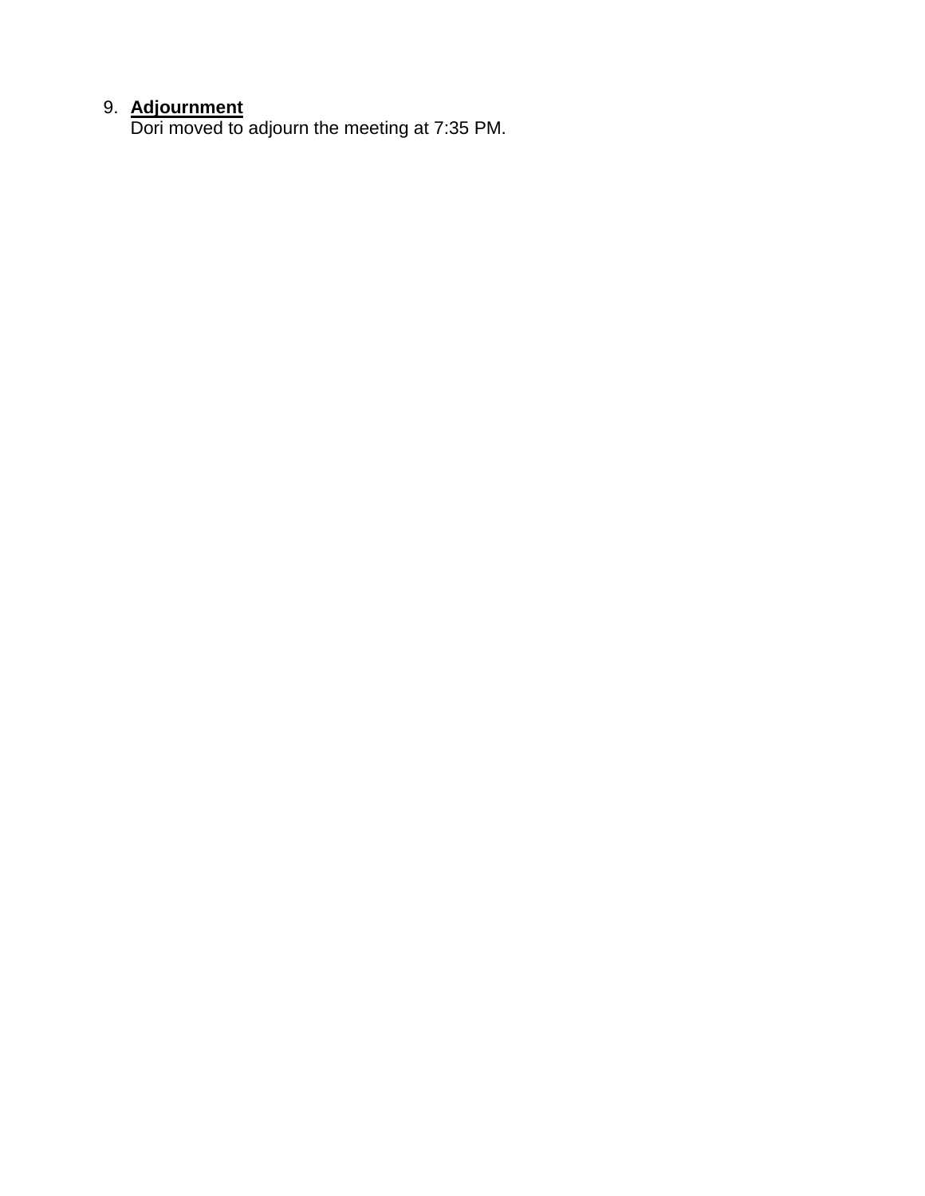9. **Adjournment**
   Dori moved to adjourn the meeting at 7:35 PM.